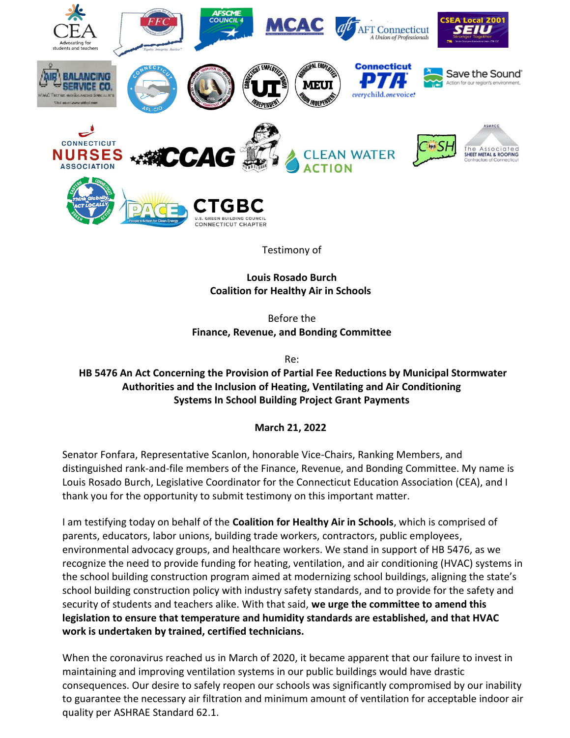Testimony of

**Louis Rosado Burch**
**Coalition for Healthy Air in Schools**

Before the
**Finance, Revenue, and Bonding Committee**

Re:
**HB 5476 An Act Concerning the Provision of Partial Fee Reductions by Municipal Stormwater Authorities and the Inclusion of Heating, Ventilating and Air Conditioning Systems In School Building Project Grant Payments**

**March 21, 2022**

Senator Fonfara, Representative Scanlon, honorable Vice-Chairs, Ranking Members, and distinguished rank-and-file members of the Finance, Revenue, and Bonding Committee. My name is Louis Rosado Burch, Legislative Coordinator for the Connecticut Education Association (CEA), and I thank you for the opportunity to submit testimony on this important matter.

I am testifying today on behalf of the **Coalition for Healthy Air in Schools**, which is comprised of parents, educators, labor unions, building trade workers, contractors, public employees, environmental advocacy groups, and healthcare workers. We stand in support of HB 5476, as we recognize the need to provide funding for heating, ventilation, and air conditioning (HVAC) systems in the school building construction program aimed at modernizing school buildings, aligning the state's school building construction policy with industry safety standards, and to provide for the safety and security of students and teachers alike. With that said, **we urge the committee to amend this legislation to ensure that temperature and humidity standards are established, and that HVAC work is undertaken by trained, certified technicians.**

When the coronavirus reached us in March of 2020, it became apparent that our failure to invest in maintaining and improving ventilation systems in our public buildings would have drastic consequences. Our desire to safely reopen our schools was significantly compromised by our inability to guarantee the necessary air filtration and minimum amount of ventilation for acceptable indoor air quality per ASHRAE Standard 62.1.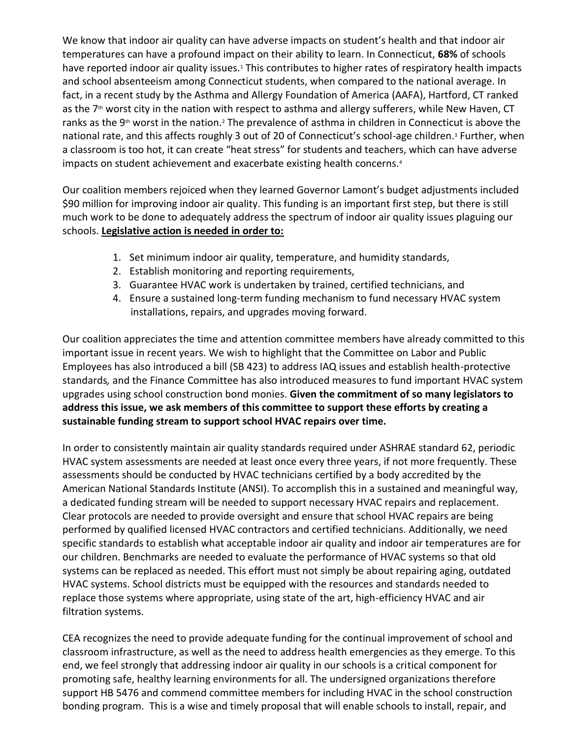We know that indoor air quality can have adverse impacts on student's health and that indoor air temperatures can have a profound impact on their ability to learn. In Connecticut, **68%** of schools have reported indoor air quality issues.[1] This contributes to higher rates of respiratory health impacts and school absenteeism among Connecticut students, when compared to the national average. In fact, in a recent study by the Asthma and Allergy Foundation of America (AAFA), Hartford, CT ranked as the 7th worst city in the nation with respect to asthma and allergy sufferers, while New Haven, CT ranks as the 9th worst in the nation.[2] The prevalence of asthma in children in Connecticut is above the national rate, and this affects roughly 3 out of 20 of Connecticut's school-age children.[3] Further, when a classroom is too hot, it can create "heat stress" for students and teachers, which can have adverse impacts on student achievement and exacerbate existing health concerns.[4]

Our coalition members rejoiced when they learned Governor Lamont's budget adjustments included $90 million for improving indoor air quality. This funding is an important first step, but there is still much work to be done to adequately address the spectrum of indoor air quality issues plaguing our schools. **Legislative action is needed in order to:**

1. Set minimum indoor air quality, temperature, and humidity standards,
2. Establish monitoring and reporting requirements,
3. Guarantee HVAC work is undertaken by trained, certified technicians, and
4. Ensure a sustained long-term funding mechanism to fund necessary HVAC system installations, repairs, and upgrades moving forward.

Our coalition appreciates the time and attention committee members have already committed to this important issue in recent years. We wish to highlight that the Committee on Labor and Public Employees has also introduced a bill (SB 423) to address IAQ issues and establish health-protective standards*,* and the Finance Committee has also introduced measures to fund important HVAC system upgrades using school construction bond monies. **Given the commitment of so many legislators to address this issue, we ask members of this committee to support these efforts by creating a sustainable funding stream to support school HVAC repairs over time.**

In order to consistently maintain air quality standards required under ASHRAE standard 62, periodic HVAC system assessments are needed at least once every three years, if not more frequently. These assessments should be conducted by HVAC technicians certified by a body accredited by the American National Standards Institute (ANSI). To accomplish this in a sustained and meaningful way, a dedicated funding stream will be needed to support necessary HVAC repairs and replacement. Clear protocols are needed to provide oversight and ensure that school HVAC repairs are being performed by qualified licensed HVAC contractors and certified technicians. Additionally, we need specific standards to establish what acceptable indoor air quality and indoor air temperatures are for our children. Benchmarks are needed to evaluate the performance of HVAC systems so that old systems can be replaced as needed. This effort must not simply be about repairing aging, outdated HVAC systems. School districts must be equipped with the resources and standards needed to replace those systems where appropriate, using state of the art, high-efficiency HVAC and air filtration systems.

CEA recognizes the need to provide adequate funding for the continual improvement of school and classroom infrastructure, as well as the need to address health emergencies as they emerge. To this end, we feel strongly that addressing indoor air quality in our schools is a critical component for promoting safe, healthy learning environments for all. The undersigned organizations therefore support HB 5476 and commend committee members for including HVAC in the school construction bonding program. This is a wise and timely proposal that will enable schools to install, repair, and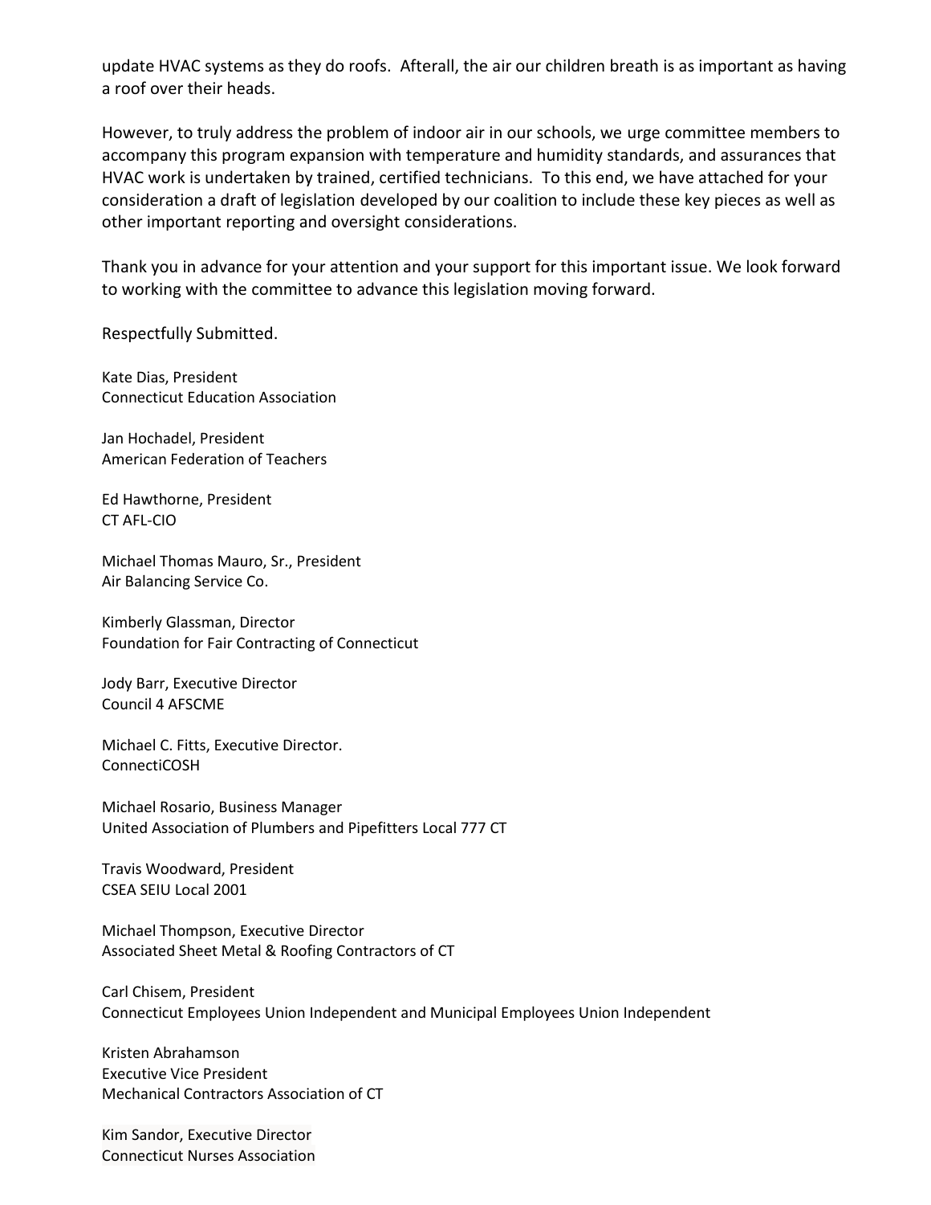update HVAC systems as they do roofs. Afterall, the air our children breath is as important as having a roof over their heads.

However, to truly address the problem of indoor air in our schools, we urge committee members to accompany this program expansion with temperature and humidity standards, and assurances that HVAC work is undertaken by trained, certified technicians. To this end, we have attached for your consideration a draft of legislation developed by our coalition to include these key pieces as well as other important reporting and oversight considerations.

Thank you in advance for your attention and your support for this important issue. We look forward to working with the committee to advance this legislation moving forward.

Respectfully Submitted.

Kate Dias, President
Connecticut Education Association

Jan Hochadel, President
American Federation of Teachers

Ed Hawthorne, President
CT AFL-CIO

Michael Thomas Mauro, Sr., President
Air Balancing Service Co.

Kimberly Glassman, Director
Foundation for Fair Contracting of Connecticut

Jody Barr, Executive Director
Council 4 AFSCME

Michael C. Fitts, Executive Director.
ConnectiCOSH

Michael Rosario, Business Manager
United Association of Plumbers and Pipefitters Local 777 CT

Travis Woodward, President
CSEA SEIU Local 2001

Michael Thompson, Executive Director
Associated Sheet Metal & Roofing Contractors of CT

Carl Chisem, President
Connecticut Employees Union Independent and Municipal Employees Union Independent

Kristen Abrahamson
Executive Vice President
Mechanical Contractors Association of CT

Kim Sandor, Executive Director
Connecticut Nurses Association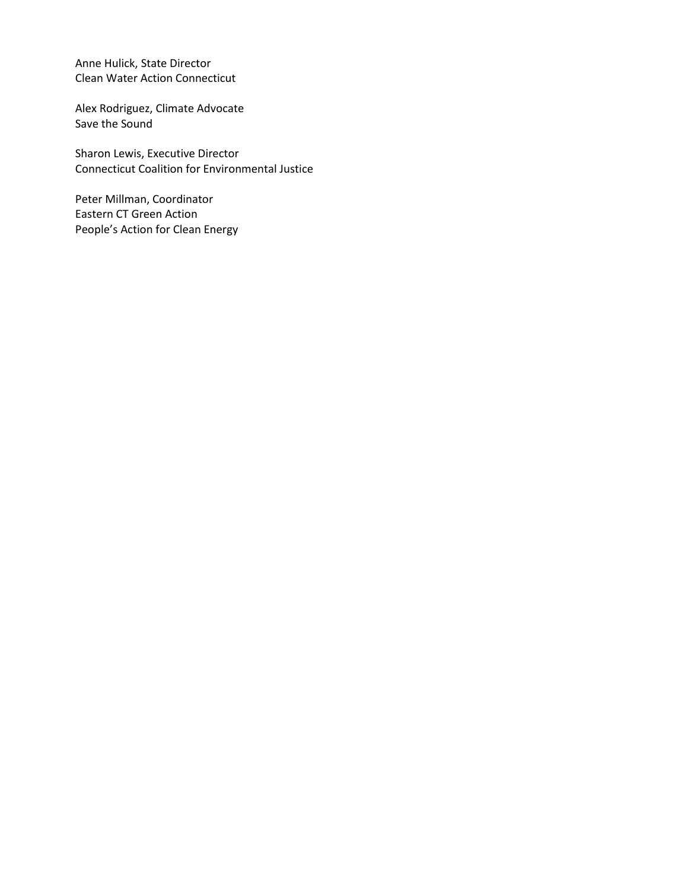Anne Hulick, State Director  
Clean Water Action Connecticut

Alex Rodriguez, Climate Advocate  
Save the Sound

Sharon Lewis, Executive Director  
Connecticut Coalition for Environmental Justice

Peter Millman, Coordinator  
Eastern CT Green Action  
People's Action for Clean Energy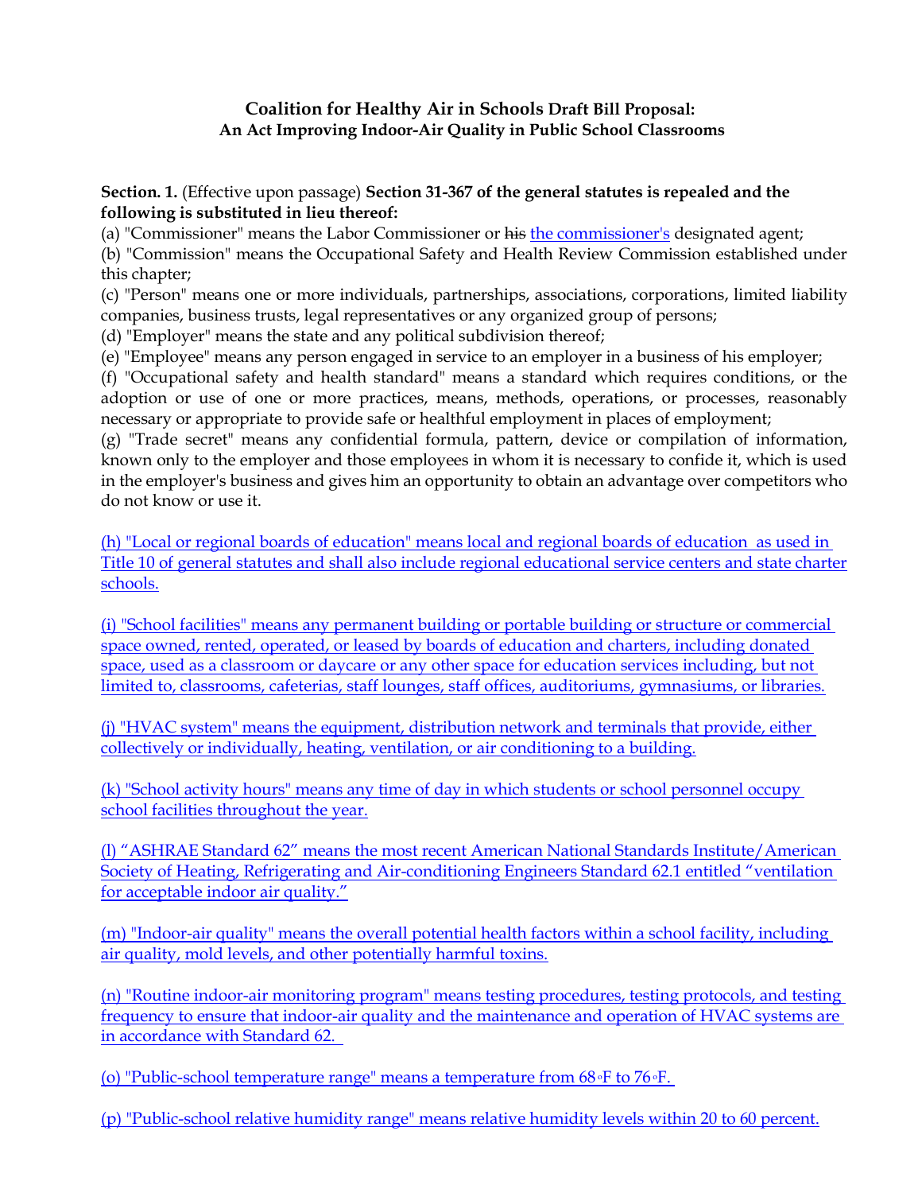**Coalition for Healthy Air in Schools Draft Bill Proposal:**
**An Act Improving Indoor-Air Quality in Public School Classrooms**

**Section. 1.** (Effective upon passage) **Section 31-367 of the general statutes is repealed and the following is substituted in lieu thereof:**

(a) "Commissioner" means the Labor Commissioner or ~~his~~ <u>the commissioner's</u> designated agent;

(b) "Commission" means the Occupational Safety and Health Review Commission established under this chapter;

(c) "Person" means one or more individuals, partnerships, associations, corporations, limited liability companies, business trusts, legal representatives or any organized group of persons;

(d) "Employer" means the state and any political subdivision thereof;

(e) "Employee" means any person engaged in service to an employer in a business of his employer;

(f) "Occupational safety and health standard" means a standard which requires conditions, or the adoption or use of one or more practices, means, methods, operations, or processes, reasonably necessary or appropriate to provide safe or healthful employment in places of employment;

(g) "Trade secret" means any confidential formula, pattern, device or compilation of information, known only to the employer and those employees in whom it is necessary to confide it, which is used in the employer's business and gives him an opportunity to obtain an advantage over competitors who do not know or use it.

<u>(h) "Local or regional boards of education" means local and regional boards of education as used in Title 10 of general statutes and shall also include regional educational service centers and state charter schools.</u>

<u>(i) "School facilities" means any permanent building or portable building or structure or commercial space owned, rented, operated, or leased by boards of education and charters, including donated space, used as a classroom or daycare or any other space for education services including, but not limited to, classrooms, cafeterias, staff lounges, staff offices, auditoriums, gymnasiums, or libraries.</u>

<u>(j) "HVAC system" means the equipment, distribution network and terminals that provide, either collectively or individually, heating, ventilation, or air conditioning to a building.</u>

<u>(k) "School activity hours" means any time of day in which students or school personnel occupy school facilities throughout the year.</u>

<u>(l) "ASHRAE Standard 62" means the most recent American National Standards Institute/American Society of Heating, Refrigerating and Air-conditioning Engineers Standard 62.1 entitled "ventilation for acceptable indoor air quality."</u>

<u>(m) "Indoor-air quality" means the overall potential health factors within a school facility, including air quality, mold levels, and other potentially harmful toxins.</u>

<u>(n) "Routine indoor-air monitoring program" means testing procedures, testing protocols, and testing frequency to ensure that indoor-air quality and the maintenance and operation of HVAC systems are in accordance with Standard 62.</u>

<u>(o) "Public-school temperature range" means a temperature from 68°F to 76°F.</u>

<u>(p) "Public-school relative humidity range" means relative humidity levels within 20 to 60 percent.</u>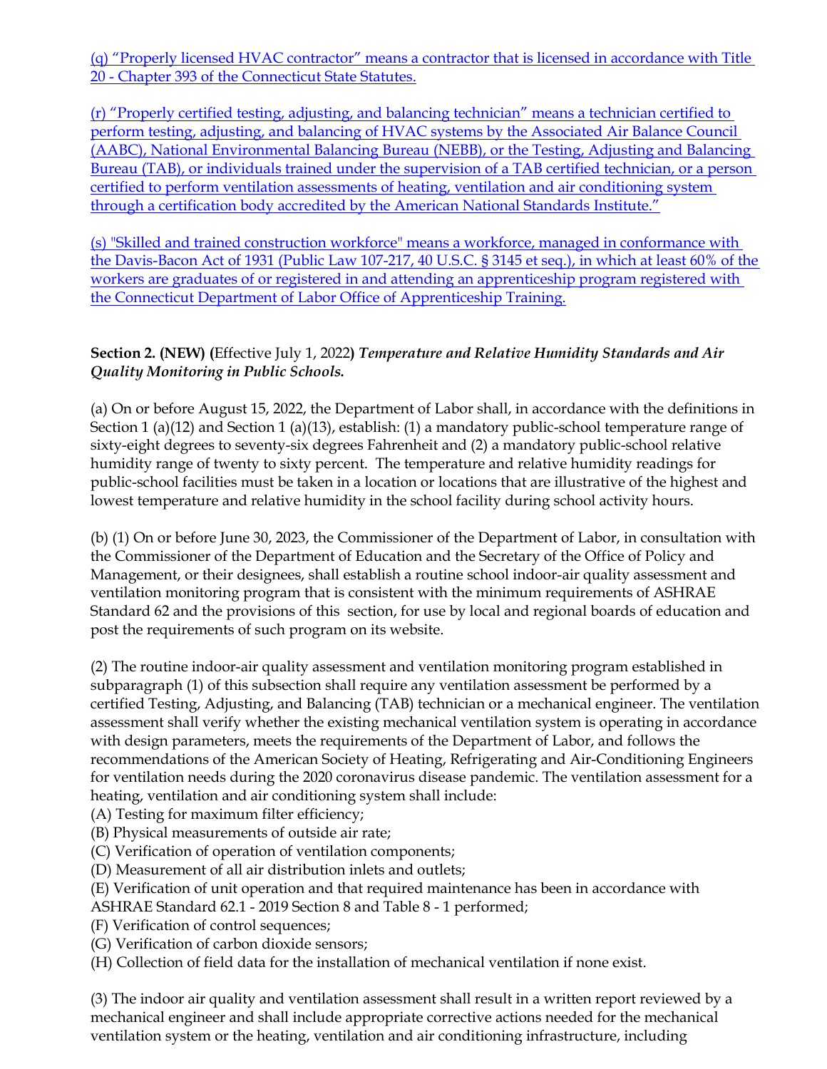(q) "Properly licensed HVAC contractor" means a contractor that is licensed in accordance with Title 20 - Chapter 393 of the Connecticut State Statutes.

(r) "Properly certified testing, adjusting, and balancing technician" means a technician certified to perform testing, adjusting, and balancing of HVAC systems by the Associated Air Balance Council (AABC), National Environmental Balancing Bureau (NEBB), or the Testing, Adjusting and Balancing Bureau (TAB), or individuals trained under the supervision of a TAB certified technician, or a person certified to perform ventilation assessments of heating, ventilation and air conditioning system through a certification body accredited by the American National Standards Institute."

(s) "Skilled and trained construction workforce" means a workforce, managed in conformance with the Davis-Bacon Act of 1931 (Public Law 107-217, 40 U.S.C. § 3145 et seq.), in which at least 60% of the workers are graduates of or registered in and attending an apprenticeship program registered with the Connecticut Department of Labor Office of Apprenticeship Training.

**Section 2. (NEW) (**Effective July 1, 2022**)** ***Temperature and Relative Humidity Standards and Air Quality Monitoring in Public Schools.***

(a) On or before August 15, 2022, the Department of Labor shall, in accordance with the definitions in Section 1 (a)(12) and Section 1 (a)(13), establish: (1) a mandatory public-school temperature range of sixty-eight degrees to seventy-six degrees Fahrenheit and (2) a mandatory public-school relative humidity range of twenty to sixty percent. The temperature and relative humidity readings for public-school facilities must be taken in a location or locations that are illustrative of the highest and lowest temperature and relative humidity in the school facility during school activity hours.

(b) (1) On or before June 30, 2023, the Commissioner of the Department of Labor, in consultation with the Commissioner of the Department of Education and the Secretary of the Office of Policy and Management, or their designees, shall establish a routine school indoor-air quality assessment and ventilation monitoring program that is consistent with the minimum requirements of ASHRAE Standard 62 and the provisions of this section, for use by local and regional boards of education and post the requirements of such program on its website.

(2) The routine indoor-air quality assessment and ventilation monitoring program established in subparagraph (1) of this subsection shall require any ventilation assessment be performed by a certified Testing, Adjusting, and Balancing (TAB) technician or a mechanical engineer. The ventilation assessment shall verify whether the existing mechanical ventilation system is operating in accordance with design parameters, meets the requirements of the Department of Labor, and follows the recommendations of the American Society of Heating, Refrigerating and Air-Conditioning Engineers for ventilation needs during the 2020 coronavirus disease pandemic. The ventilation assessment for a heating, ventilation and air conditioning system shall include:
(A) Testing for maximum filter efficiency;
(B) Physical measurements of outside air rate;
(C) Verification of operation of ventilation components;
(D) Measurement of all air distribution inlets and outlets;
(E) Verification of unit operation and that required maintenance has been in accordance with ASHRAE Standard 62.1 - 2019 Section 8 and Table 8 - 1 performed;
(F) Verification of control sequences;
(G) Verification of carbon dioxide sensors;
(H) Collection of field data for the installation of mechanical ventilation if none exist.

(3) The indoor air quality and ventilation assessment shall result in a written report reviewed by a mechanical engineer and shall include appropriate corrective actions needed for the mechanical ventilation system or the heating, ventilation and air conditioning infrastructure, including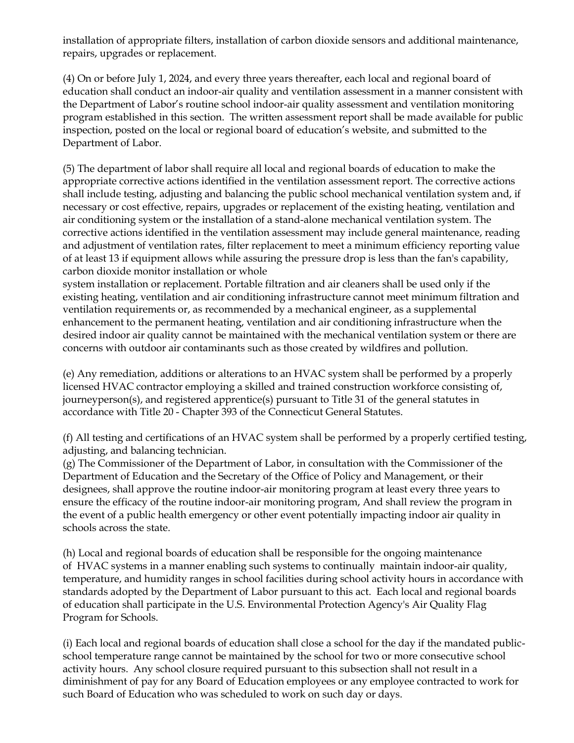installation of appropriate filters, installation of carbon dioxide sensors and additional maintenance, repairs, upgrades or replacement.

(4) On or before July 1, 2024, and every three years thereafter, each local and regional board of education shall conduct an indoor-air quality and ventilation assessment in a manner consistent with the Department of Labor's routine school indoor-air quality assessment and ventilation monitoring program established in this section. The written assessment report shall be made available for public inspection, posted on the local or regional board of education's website, and submitted to the Department of Labor.

(5) The department of labor shall require all local and regional boards of education to make the appropriate corrective actions identified in the ventilation assessment report. The corrective actions shall include testing, adjusting and balancing the public school mechanical ventilation system and, if necessary or cost effective, repairs, upgrades or replacement of the existing heating, ventilation and air conditioning system or the installation of a stand-alone mechanical ventilation system. The corrective actions identified in the ventilation assessment may include general maintenance, reading and adjustment of ventilation rates, filter replacement to meet a minimum efficiency reporting value of at least 13 if equipment allows while assuring the pressure drop is less than the fan's capability, carbon dioxide monitor installation or whole system installation or replacement. Portable filtration and air cleaners shall be used only if the existing heating, ventilation and air conditioning infrastructure cannot meet minimum filtration and ventilation requirements or, as recommended by a mechanical engineer, as a supplemental enhancement to the permanent heating, ventilation and air conditioning infrastructure when the desired indoor air quality cannot be maintained with the mechanical ventilation system or there are concerns with outdoor air contaminants such as those created by wildfires and pollution.

(e) Any remediation, additions or alterations to an HVAC system shall be performed by a properly licensed HVAC contractor employing a skilled and trained construction workforce consisting of, journeyperson(s), and registered apprentice(s) pursuant to Title 31 of the general statutes in accordance with Title 20 - Chapter 393 of the Connecticut General Statutes.

(f) All testing and certifications of an HVAC system shall be performed by a properly certified testing, adjusting, and balancing technician.

(g) The Commissioner of the Department of Labor, in consultation with the Commissioner of the Department of Education and the Secretary of the Office of Policy and Management, or their designees, shall approve the routine indoor-air monitoring program at least every three years to ensure the efficacy of the routine indoor-air monitoring program, And shall review the program in the event of a public health emergency or other event potentially impacting indoor air quality in schools across the state.

(h) Local and regional boards of education shall be responsible for the ongoing maintenance of HVAC systems in a manner enabling such systems to continually maintain indoor-air quality, temperature, and humidity ranges in school facilities during school activity hours in accordance with standards adopted by the Department of Labor pursuant to this act. Each local and regional boards of education shall participate in the U.S. Environmental Protection Agency's Air Quality Flag Program for Schools.

(i) Each local and regional boards of education shall close a school for the day if the mandated public-school temperature range cannot be maintained by the school for two or more consecutive school activity hours. Any school closure required pursuant to this subsection shall not result in a diminishment of pay for any Board of Education employees or any employee contracted to work for such Board of Education who was scheduled to work on such day or days.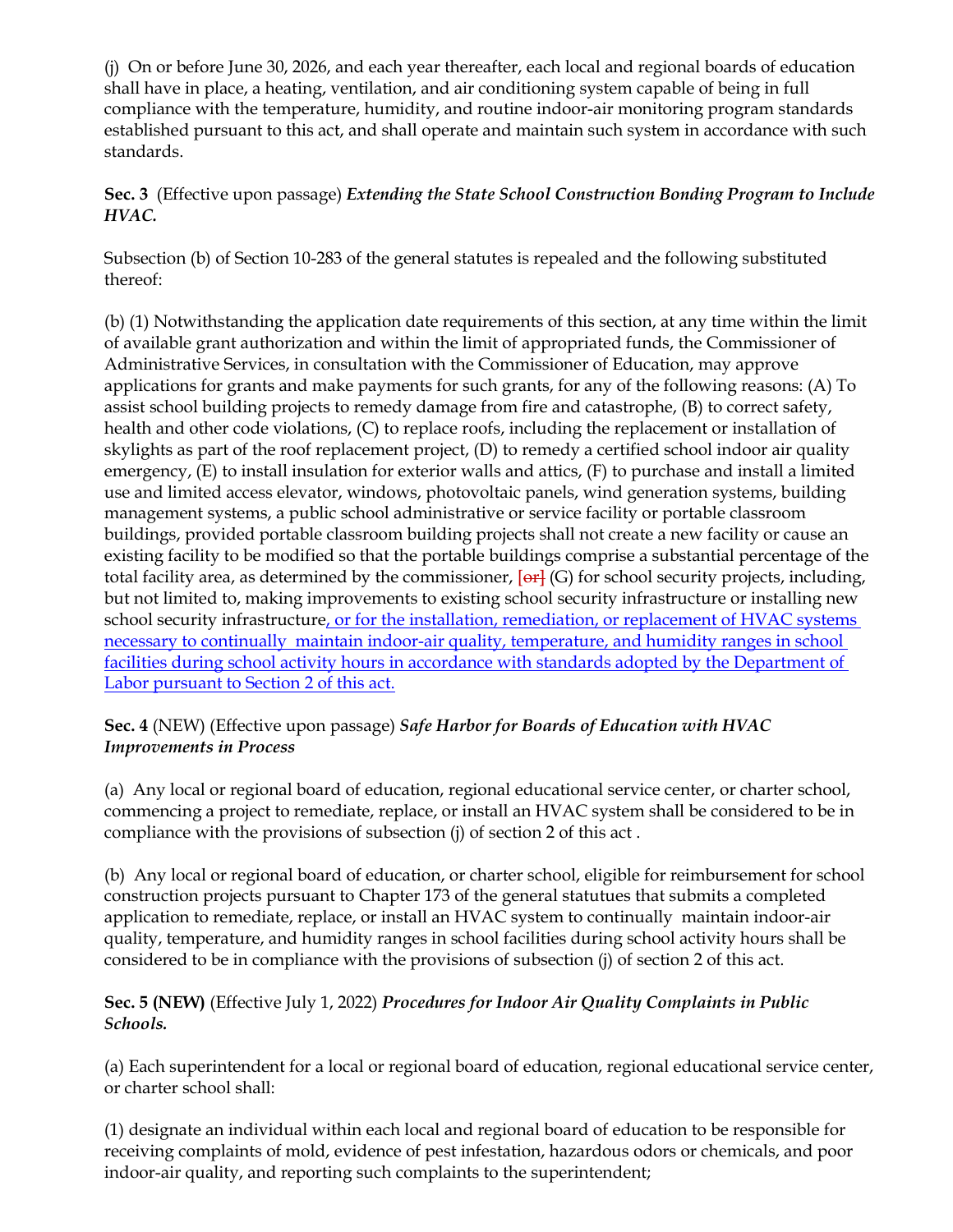(j) On or before June 30, 2026, and each year thereafter, each local and regional boards of education shall have in place, a heating, ventilation, and air conditioning system capable of being in full compliance with the temperature, humidity, and routine indoor-air monitoring program standards established pursuant to this act, and shall operate and maintain such system in accordance with such standards.

**Sec. 3** (Effective upon passage) ***Extending the State School Construction Bonding Program to Include HVAC.***

Subsection (b) of Section 10-283 of the general statutes is repealed and the following substituted thereof:

(b) (1) Notwithstanding the application date requirements of this section, at any time within the limit of available grant authorization and within the limit of appropriated funds, the Commissioner of Administrative Services, in consultation with the Commissioner of Education, may approve applications for grants and make payments for such grants, for any of the following reasons: (A) To assist school building projects to remedy damage from fire and catastrophe, (B) to correct safety, health and other code violations, (C) to replace roofs, including the replacement or installation of skylights as part of the roof replacement project, (D) to remedy a certified school indoor air quality emergency, (E) to install insulation for exterior walls and attics, (F) to purchase and install a limited use and limited access elevator, windows, photovoltaic panels, wind generation systems, building management systems, a public school administrative or service facility or portable classroom buildings, provided portable classroom building projects shall not create a new facility or cause an existing facility to be modified so that the portable buildings comprise a substantial percentage of the total facility area, as determined by the commissioner, [~~or~~] (G) for school security projects, including, but not limited to, making improvements to existing school security infrastructure or installing new school security infrastructure, or for the installation, remediation, or replacement of HVAC systems necessary to continually maintain indoor-air quality, temperature, and humidity ranges in school facilities during school activity hours in accordance with standards adopted by the Department of Labor pursuant to Section 2 of this act.

**Sec. 4** (NEW) (Effective upon passage) ***Safe Harbor for Boards of Education with HVAC Improvements in Process***

(a) Any local or regional board of education, regional educational service center, or charter school, commencing a project to remediate, replace, or install an HVAC system shall be considered to be in compliance with the provisions of subsection (j) of section 2 of this act .

(b) Any local or regional board of education, or charter school, eligible for reimbursement for school construction projects pursuant to Chapter 173 of the general statutes that submits a completed application to remediate, replace, or install an HVAC system to continually maintain indoor-air quality, temperature, and humidity ranges in school facilities during school activity hours shall be considered to be in compliance with the provisions of subsection (j) of section 2 of this act.

**Sec. 5 (NEW)** (Effective July 1, 2022) ***Procedures for Indoor Air Quality Complaints in Public Schools.***

(a) Each superintendent for a local or regional board of education, regional educational service center, or charter school shall:

(1) designate an individual within each local and regional board of education to be responsible for receiving complaints of mold, evidence of pest infestation, hazardous odors or chemicals, and poor indoor-air quality, and reporting such complaints to the superintendent;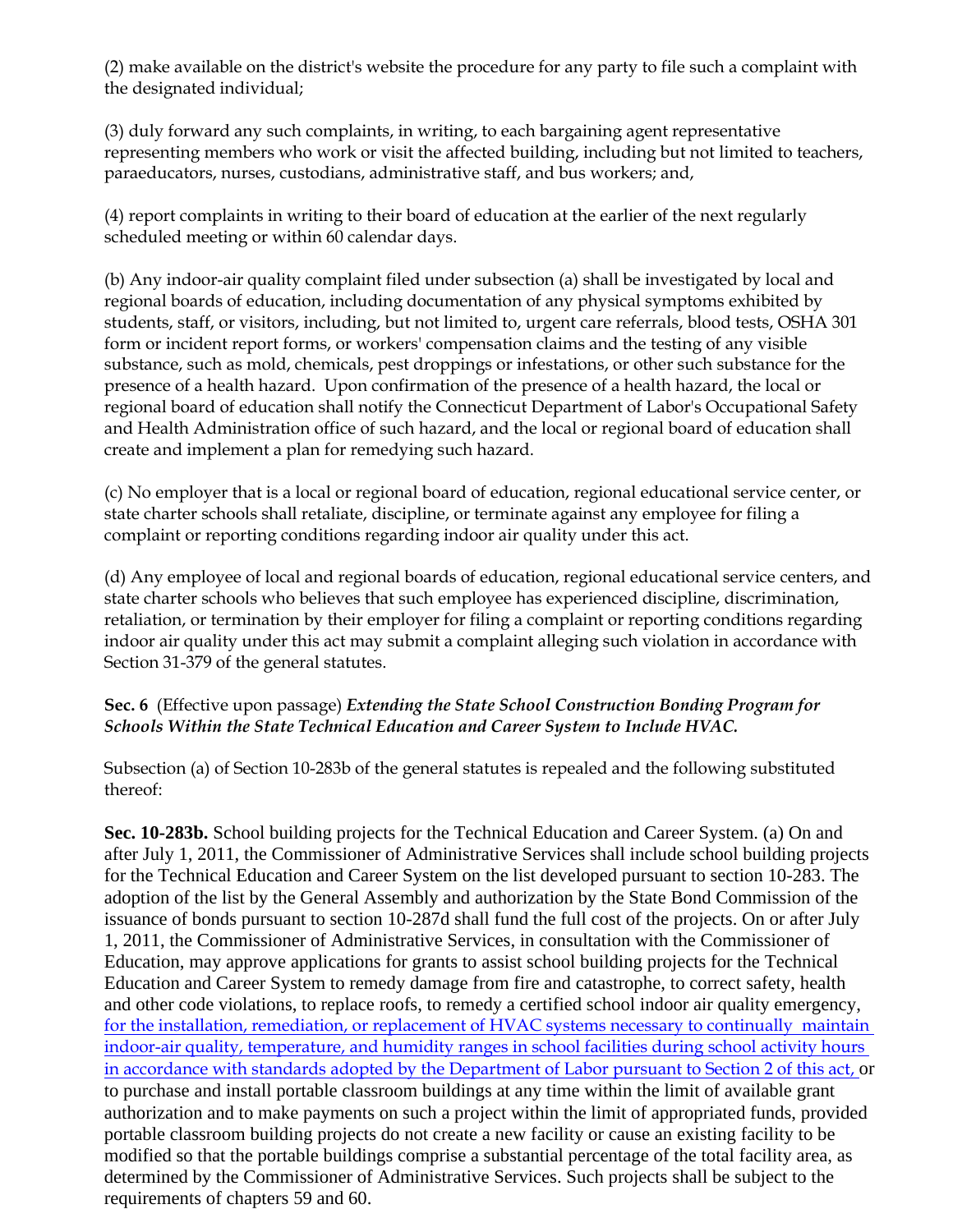(2) make available on the district's website the procedure for any party to file such a complaint with the designated individual;

(3) duly forward any such complaints, in writing, to each bargaining agent representative representing members who work or visit the affected building, including but not limited to teachers, paraeducators, nurses, custodians, administrative staff, and bus workers; and,

(4) report complaints in writing to their board of education at the earlier of the next regularly scheduled meeting or within 60 calendar days.

(b) Any indoor-air quality complaint filed under subsection (a) shall be investigated by local and regional boards of education, including documentation of any physical symptoms exhibited by students, staff, or visitors, including, but not limited to, urgent care referrals, blood tests, OSHA 301 form or incident report forms, or workers' compensation claims and the testing of any visible substance, such as mold, chemicals, pest droppings or infestations, or other such substance for the presence of a health hazard. Upon confirmation of the presence of a health hazard, the local or regional board of education shall notify the Connecticut Department of Labor's Occupational Safety and Health Administration office of such hazard, and the local or regional board of education shall create and implement a plan for remedying such hazard.

(c) No employer that is a local or regional board of education, regional educational service center, or state charter schools shall retaliate, discipline, or terminate against any employee for filing a complaint or reporting conditions regarding indoor air quality under this act.

(d) Any employee of local and regional boards of education, regional educational service centers, and state charter schools who believes that such employee has experienced discipline, discrimination, retaliation, or termination by their employer for filing a complaint or reporting conditions regarding indoor air quality under this act may submit a complaint alleging such violation in accordance with Section 31-379 of the general statutes.

**Sec. 6** (Effective upon passage) ***Extending the State School Construction Bonding Program for Schools Within the State Technical Education and Career System to Include HVAC.***

Subsection (a) of Section 10-283b of the general statutes is repealed and the following substituted thereof:

**Sec. 10-283b.** School building projects for the Technical Education and Career System. (a) On and after July 1, 2011, the Commissioner of Administrative Services shall include school building projects for the Technical Education and Career System on the list developed pursuant to section 10-283. The adoption of the list by the General Assembly and authorization by the State Bond Commission of the issuance of bonds pursuant to section 10-287d shall fund the full cost of the projects. On or after July 1, 2011, the Commissioner of Administrative Services, in consultation with the Commissioner of Education, may approve applications for grants to assist school building projects for the Technical Education and Career System to remedy damage from fire and catastrophe, to correct safety, health and other code violations, to replace roofs, to remedy a certified school indoor air quality emergency, <u>for the installation, remediation, or replacement of HVAC systems necessary to continually maintain indoor-air quality, temperature, and humidity ranges in school facilities during school activity hours in accordance with standards adopted by the Department of Labor pursuant to Section 2 of this act,</u> or to purchase and install portable classroom buildings at any time within the limit of available grant authorization and to make payments on such a project within the limit of appropriated funds, provided portable classroom building projects do not create a new facility or cause an existing facility to be modified so that the portable buildings comprise a substantial percentage of the total facility area, as determined by the Commissioner of Administrative Services. Such projects shall be subject to the requirements of chapters 59 and 60.